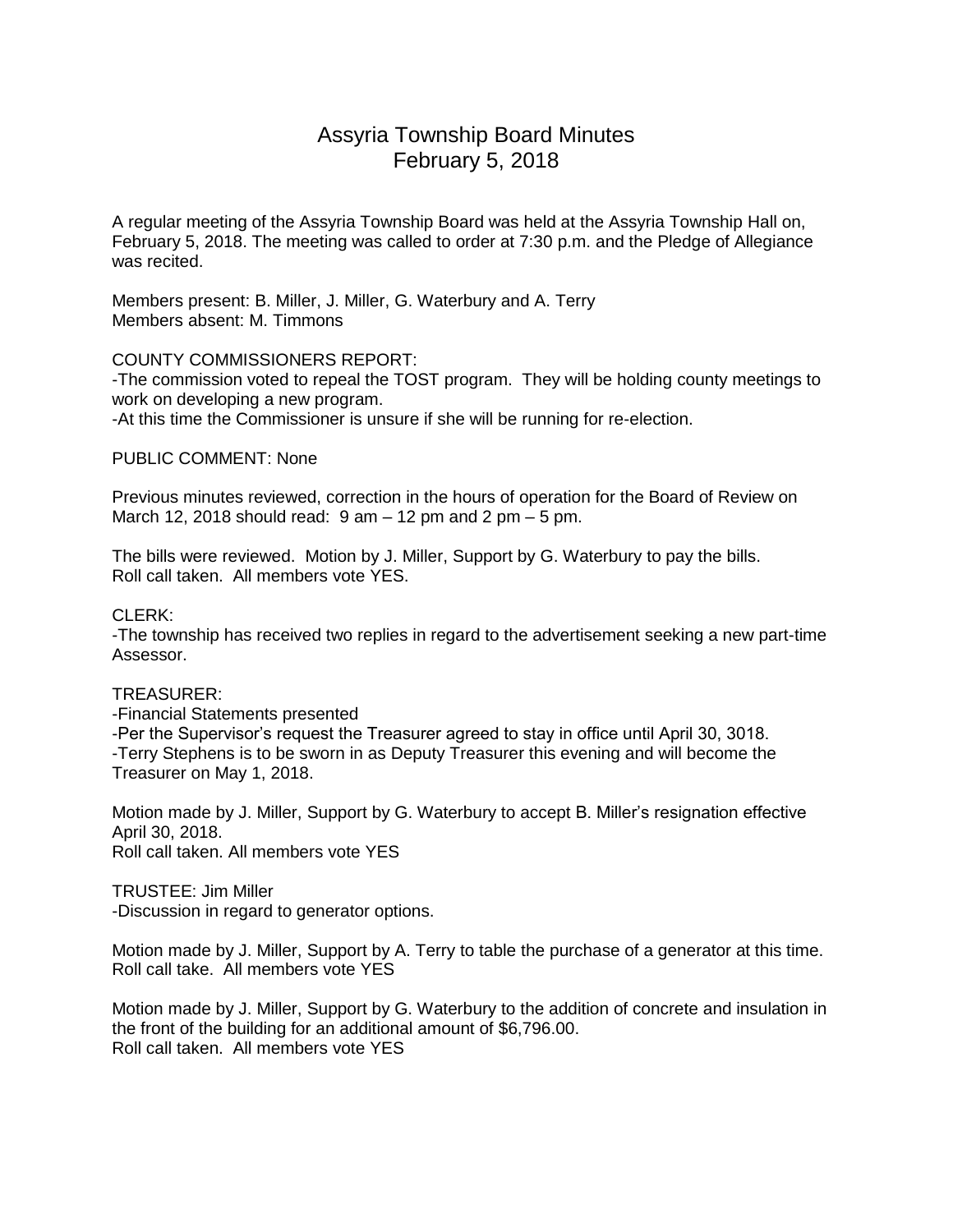# Assyria Township Board Minutes
## February 5, 2018

A regular meeting of the Assyria Township Board was held at the Assyria Township Hall on, February 5, 2018. The meeting was called to order at 7:30 p.m. and the Pledge of Allegiance was recited.

Members present: B. Miller, J. Miller, G. Waterbury and A. Terry
Members absent: M. Timmons

COUNTY COMMISSIONERS REPORT:
-The commission voted to repeal the TOST program. They will be holding county meetings to work on developing a new program.
-At this time the Commissioner is unsure if she will be running for re-election.

PUBLIC COMMENT: None

Previous minutes reviewed, correction in the hours of operation for the Board of Review on March 12, 2018 should read: 9 am – 12 pm and 2 pm – 5 pm.

The bills were reviewed. Motion by J. Miller, Support by G. Waterbury to pay the bills.
Roll call taken. All members vote YES.

CLERK:
-The township has received two replies in regard to the advertisement seeking a new part-time Assessor.

TREASURER:
-Financial Statements presented
-Per the Supervisor's request the Treasurer agreed to stay in office until April 30, 3018.
-Terry Stephens is to be sworn in as Deputy Treasurer this evening and will become the Treasurer on May 1, 2018.

Motion made by J. Miller, Support by G. Waterbury to accept B. Miller's resignation effective April 30, 2018.
Roll call taken. All members vote YES

TRUSTEE: Jim Miller
-Discussion in regard to generator options.

Motion made by J. Miller, Support by A. Terry to table the purchase of a generator at this time.
Roll call take. All members vote YES

Motion made by J. Miller, Support by G. Waterbury to the addition of concrete and insulation in the front of the building for an additional amount of $6,796.00.
Roll call taken. All members vote YES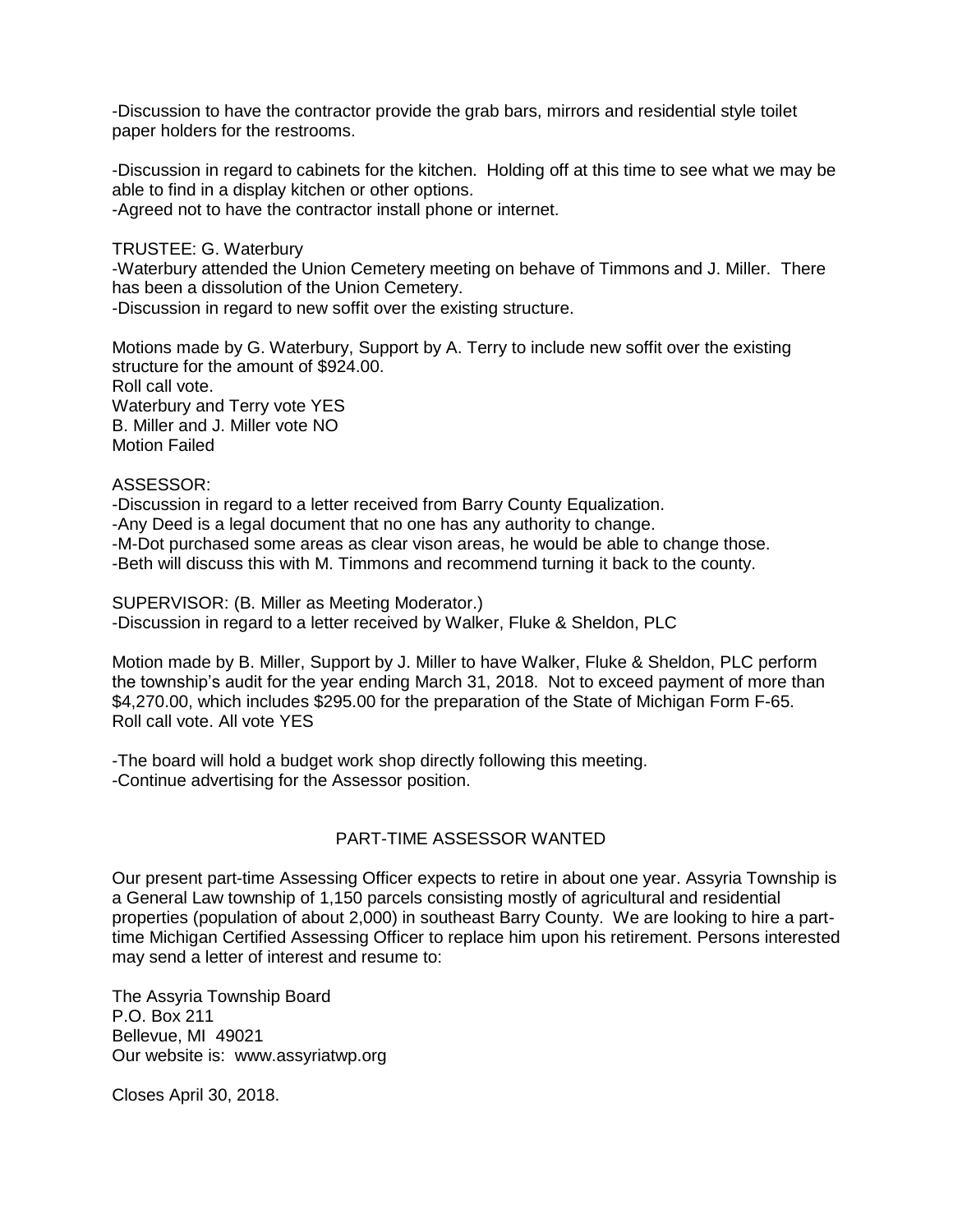-Discussion to have the contractor provide the grab bars, mirrors and residential style toilet paper holders for the restrooms.

-Discussion in regard to cabinets for the kitchen. Holding off at this time to see what we may be able to find in a display kitchen or other options.
-Agreed not to have the contractor install phone or internet.

TRUSTEE: G. Waterbury
-Waterbury attended the Union Cemetery meeting on behave of Timmons and J. Miller. There has been a dissolution of the Union Cemetery.
-Discussion in regard to new soffit over the existing structure.

Motions made by G. Waterbury, Support by A. Terry to include new soffit over the existing structure for the amount of $924.00.
Roll call vote.
Waterbury and Terry vote YES
B. Miller and J. Miller vote NO
Motion Failed

ASSESSOR:
-Discussion in regard to a letter received from Barry County Equalization.
-Any Deed is a legal document that no one has any authority to change.
-M-Dot purchased some areas as clear vison areas, he would be able to change those.
-Beth will discuss this with M. Timmons and recommend turning it back to the county.

SUPERVISOR: (B. Miller as Meeting Moderator.)
-Discussion in regard to a letter received by Walker, Fluke & Sheldon, PLC

Motion made by B. Miller, Support by J. Miller to have Walker, Fluke & Sheldon, PLC perform the township's audit for the year ending March 31, 2018. Not to exceed payment of more than $4,270.00, which includes $295.00 for the preparation of the State of Michigan Form F-65.
Roll call vote. All vote YES

-The board will hold a budget work shop directly following this meeting.
-Continue advertising for the Assessor position.

## PART-TIME ASSESSOR WANTED

Our present part-time Assessing Officer expects to retire in about one year. Assyria Township is a General Law township of 1,150 parcels consisting mostly of agricultural and residential properties (population of about 2,000) in southeast Barry County. We are looking to hire a part-time Michigan Certified Assessing Officer to replace him upon his retirement. Persons interested may send a letter of interest and resume to:

The Assyria Township Board
P.O. Box 211
Bellevue, MI 49021
Our website is: www.assyriatwp.org

Closes April 30, 2018.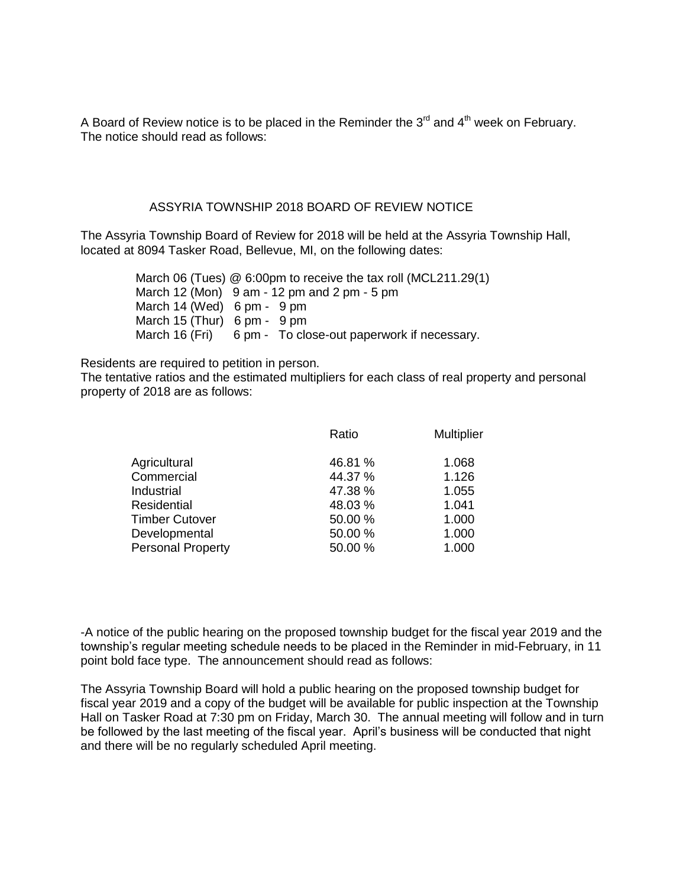A Board of Review notice is to be placed in the Reminder the 3rd and 4th week on February. The notice should read as follows:

## ASSYRIA TOWNSHIP 2018 BOARD OF REVIEW NOTICE

The Assyria Township Board of Review for 2018 will be held at the Assyria Township Hall, located at 8094 Tasker Road, Bellevue, MI, on the following dates:

March 06 (Tues) @ 6:00pm to receive the tax roll (MCL211.29(1)
March 12 (Mon) 9 am - 12 pm and 2 pm - 5 pm
March 14 (Wed) 6 pm - 9 pm
March 15 (Thur) 6 pm - 9 pm
March 16 (Fri) 6 pm - To close-out paperwork if necessary.

Residents are required to petition in person.
The tentative ratios and the estimated multipliers for each class of real property and personal property of 2018 are as follows:

| | Ratio | Multiplier |
|---|---|---|
| Agricultural | 46.81 % | 1.068 |
| Commercial | 44.37 % | 1.126 |
| Industrial | 47.38 % | 1.055 |
| Residential | 48.03 % | 1.041 |
| Timber Cutover | 50.00 % | 1.000 |
| Developmental | 50.00 % | 1.000 |
| Personal Property | 50.00 % | 1.000 |

-A notice of the public hearing on the proposed township budget for the fiscal year 2019 and the township's regular meeting schedule needs to be placed in the Reminder in mid-February, in 11 point bold face type. The announcement should read as follows:

The Assyria Township Board will hold a public hearing on the proposed township budget for fiscal year 2019 and a copy of the budget will be available for public inspection at the Township Hall on Tasker Road at 7:30 pm on Friday, March 30. The annual meeting will follow and in turn be followed by the last meeting of the fiscal year. April's business will be conducted that night and there will be no regularly scheduled April meeting.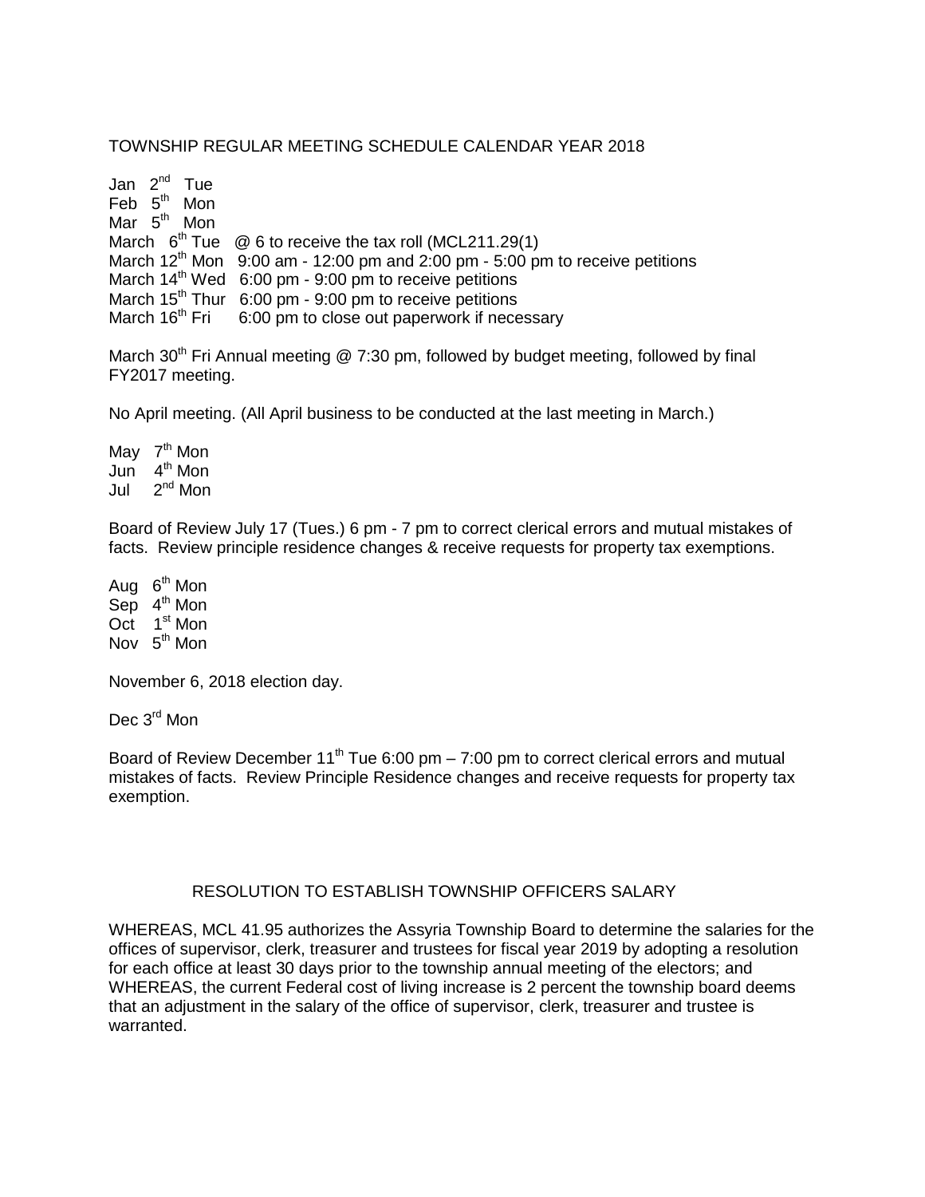TOWNSHIP REGULAR MEETING SCHEDULE CALENDAR YEAR 2018

Jan 2nd Tue
Feb 5th Mon
Mar 5th Mon
March 6th Tue @ 6 to receive the tax roll (MCL211.29(1)
March 12th Mon 9:00 am - 12:00 pm and 2:00 pm - 5:00 pm to receive petitions
March 14th Wed 6:00 pm - 9:00 pm to receive petitions
March 15th Thur 6:00 pm - 9:00 pm to receive petitions
March 16th Fri 6:00 pm to close out paperwork if necessary

March 30th Fri Annual meeting @ 7:30 pm, followed by budget meeting, followed by final FY2017 meeting.

No April meeting. (All April business to be conducted at the last meeting in March.)

May 7th Mon
Jun 4th Mon
Jul 2nd Mon

Board of Review July 17 (Tues.) 6 pm - 7 pm to correct clerical errors and mutual mistakes of facts. Review principle residence changes & receive requests for property tax exemptions.

Aug 6th Mon
Sep 4th Mon
Oct 1st Mon
Nov 5th Mon

November 6, 2018 election day.

Dec 3rd Mon

Board of Review December 11th Tue 6:00 pm – 7:00 pm to correct clerical errors and mutual mistakes of facts. Review Principle Residence changes and receive requests for property tax exemption.

## RESOLUTION TO ESTABLISH TOWNSHIP OFFICERS SALARY

WHEREAS, MCL 41.95 authorizes the Assyria Township Board to determine the salaries for the offices of supervisor, clerk, treasurer and trustees for fiscal year 2019 by adopting a resolution for each office at least 30 days prior to the township annual meeting of the electors; and WHEREAS, the current Federal cost of living increase is 2 percent the township board deems that an adjustment in the salary of the office of supervisor, clerk, treasurer and trustee is warranted.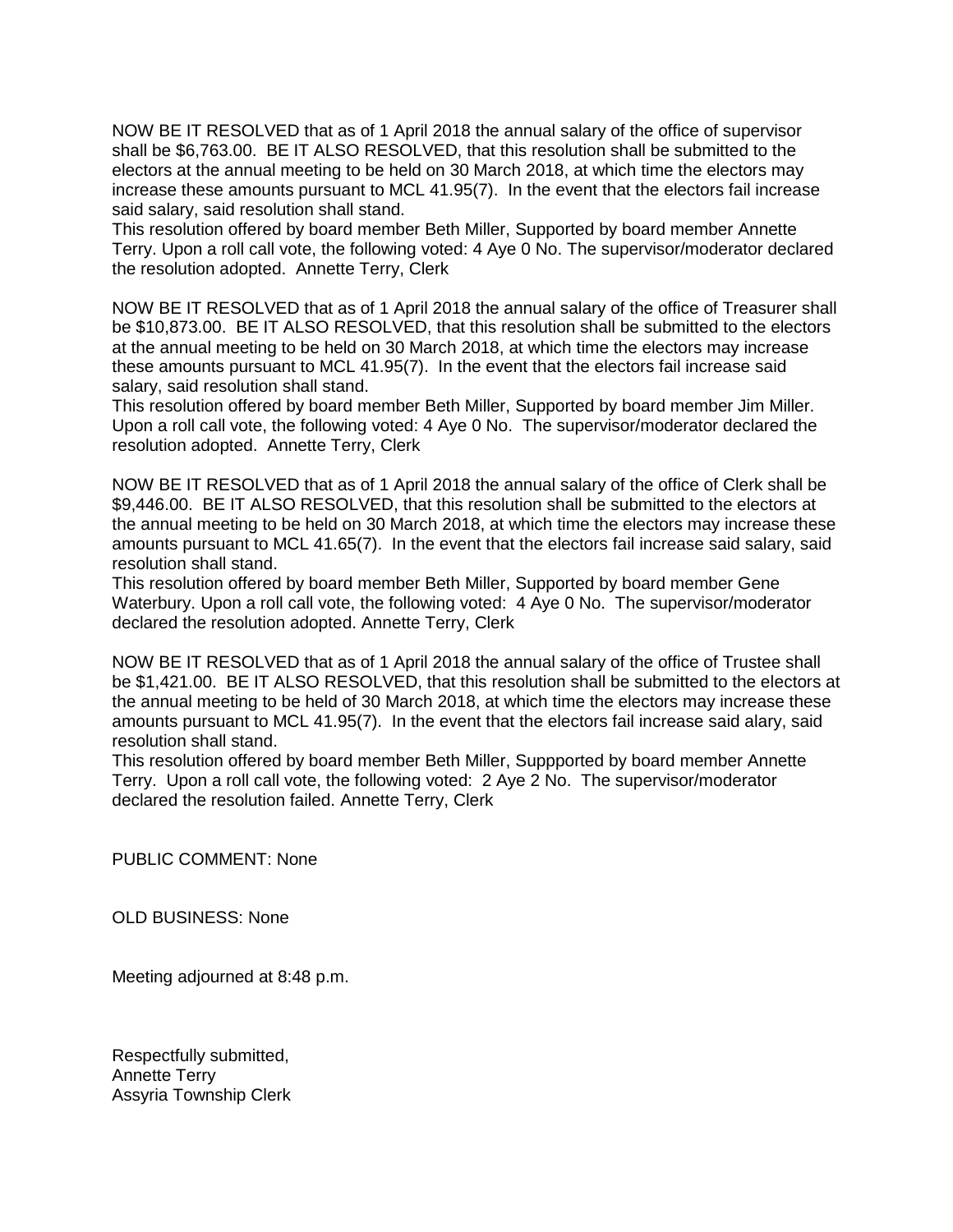NOW BE IT RESOLVED that as of 1 April 2018 the annual salary of the office of supervisor shall be $6,763.00. BE IT ALSO RESOLVED, that this resolution shall be submitted to the electors at the annual meeting to be held on 30 March 2018, at which time the electors may increase these amounts pursuant to MCL 41.95(7). In the event that the electors fail increase said salary, said resolution shall stand.
This resolution offered by board member Beth Miller, Supported by board member Annette Terry. Upon a roll call vote, the following voted: 4 Aye 0 No. The supervisor/moderator declared the resolution adopted. Annette Terry, Clerk

NOW BE IT RESOLVED that as of 1 April 2018 the annual salary of the office of Treasurer shall be $10,873.00. BE IT ALSO RESOLVED, that this resolution shall be submitted to the electors at the annual meeting to be held on 30 March 2018, at which time the electors may increase these amounts pursuant to MCL 41.95(7). In the event that the electors fail increase said salary, said resolution shall stand.
This resolution offered by board member Beth Miller, Supported by board member Jim Miller. Upon a roll call vote, the following voted: 4 Aye 0 No. The supervisor/moderator declared the resolution adopted. Annette Terry, Clerk

NOW BE IT RESOLVED that as of 1 April 2018 the annual salary of the office of Clerk shall be $9,446.00. BE IT ALSO RESOLVED, that this resolution shall be submitted to the electors at the annual meeting to be held on 30 March 2018, at which time the electors may increase these amounts pursuant to MCL 41.65(7). In the event that the electors fail increase said salary, said resolution shall stand.
This resolution offered by board member Beth Miller, Supported by board member Gene Waterbury. Upon a roll call vote, the following voted: 4 Aye 0 No. The supervisor/moderator declared the resolution adopted. Annette Terry, Clerk

NOW BE IT RESOLVED that as of 1 April 2018 the annual salary of the office of Trustee shall be $1,421.00. BE IT ALSO RESOLVED, that this resolution shall be submitted to the electors at the annual meeting to be held of 30 March 2018, at which time the electors may increase these amounts pursuant to MCL 41.95(7). In the event that the electors fail increase said alary, said resolution shall stand.
This resolution offered by board member Beth Miller, Suppported by board member Annette Terry. Upon a roll call vote, the following voted: 2 Aye 2 No. The supervisor/moderator declared the resolution failed. Annette Terry, Clerk

PUBLIC COMMENT: None

OLD BUSINESS: None

Meeting adjourned at 8:48 p.m.

Respectfully submitted,
Annette Terry
Assyria Township Clerk